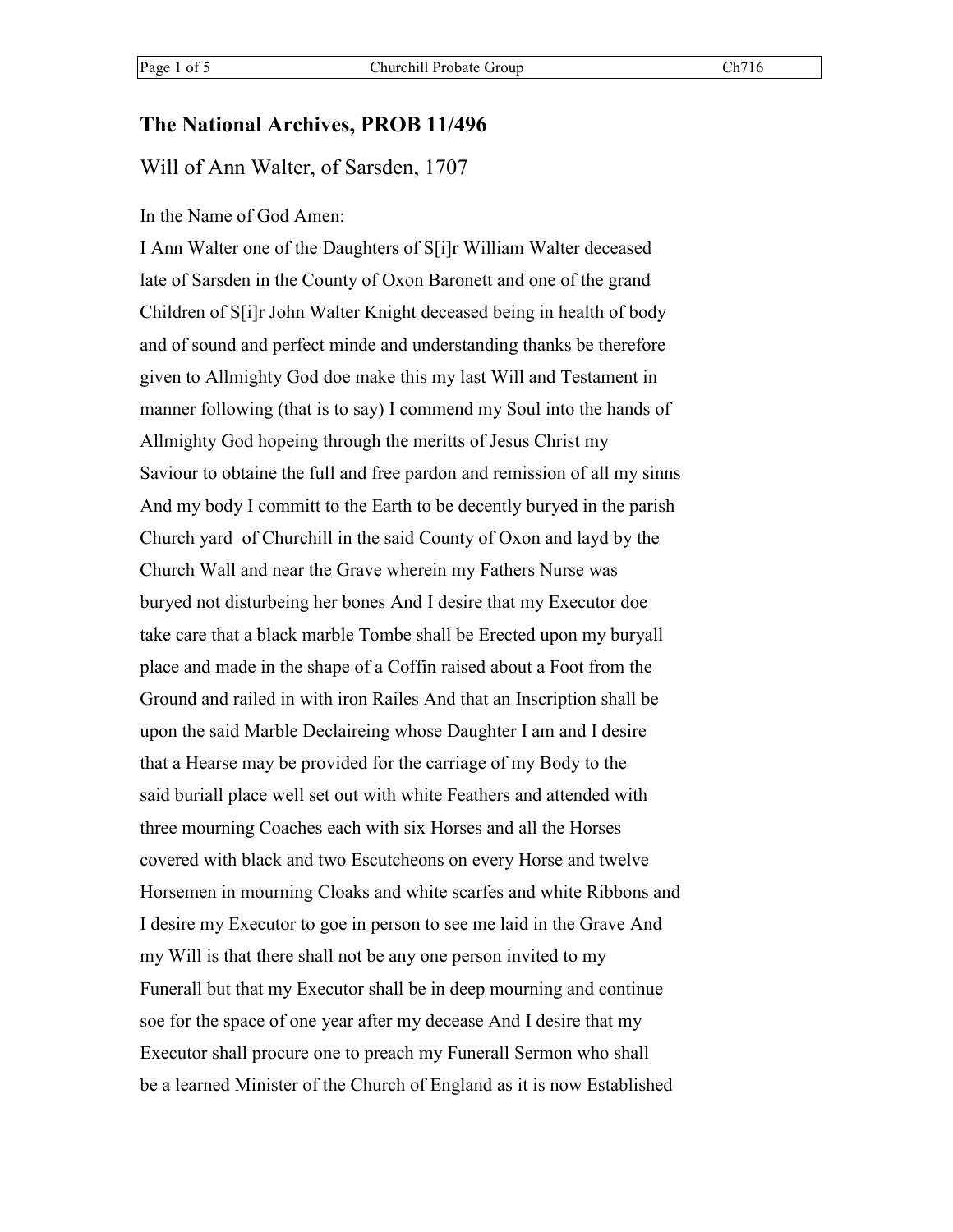## The National Archives, PROB 11/496

### Will of Ann Walter, of Sarsden, 1707

In the Name of God Amen:

I Ann Walter one of the Daughters of S[i]r William Walter deceased late of Sarsden in the County of Oxon Baronett and one of the grand Children of S[i]r John Walter Knight deceased being in health of body and of sound and perfect minde and understanding thanks be therefore given to Allmighty God doe make this my last Will and Testament in manner following (that is to say) I commend my Soul into the hands of Allmighty God hopeing through the meritts of Jesus Christ my Saviour to obtaine the full and free pardon and remission of all my sinns And my body I committ to the Earth to be decently buryed in the parish Church yard of Churchill in the said County of Oxon and layd by the Church Wall and near the Grave wherein my Fathers Nurse was buryed not disturbeing her bones And I desire that my Executor doe take care that a black marble Tombe shall be Erected upon my buryall place and made in the shape of a Coffin raised about a Foot from the Ground and railed in with iron Railes And that an Inscription shall be upon the said Marble Declaireing whose Daughter I am and I desire that a Hearse may be provided for the carriage of my Body to the said buriall place well set out with white Feathers and attended with three mourning Coaches each with six Horses and all the Horses covered with black and two Escutcheons on every Horse and twelve Horsemen in mourning Cloaks and white scarfes and white Ribbons and I desire my Executor to goe in person to see me laid in the Grave And my Will is that there shall not be any one person invited to my Funerall but that my Executor shall be in deep mourning and continue soe for the space of one year after my decease And I desire that my Executor shall procure one to preach my Funerall Sermon who shall be a learned Minister of the Church of England as it is now Established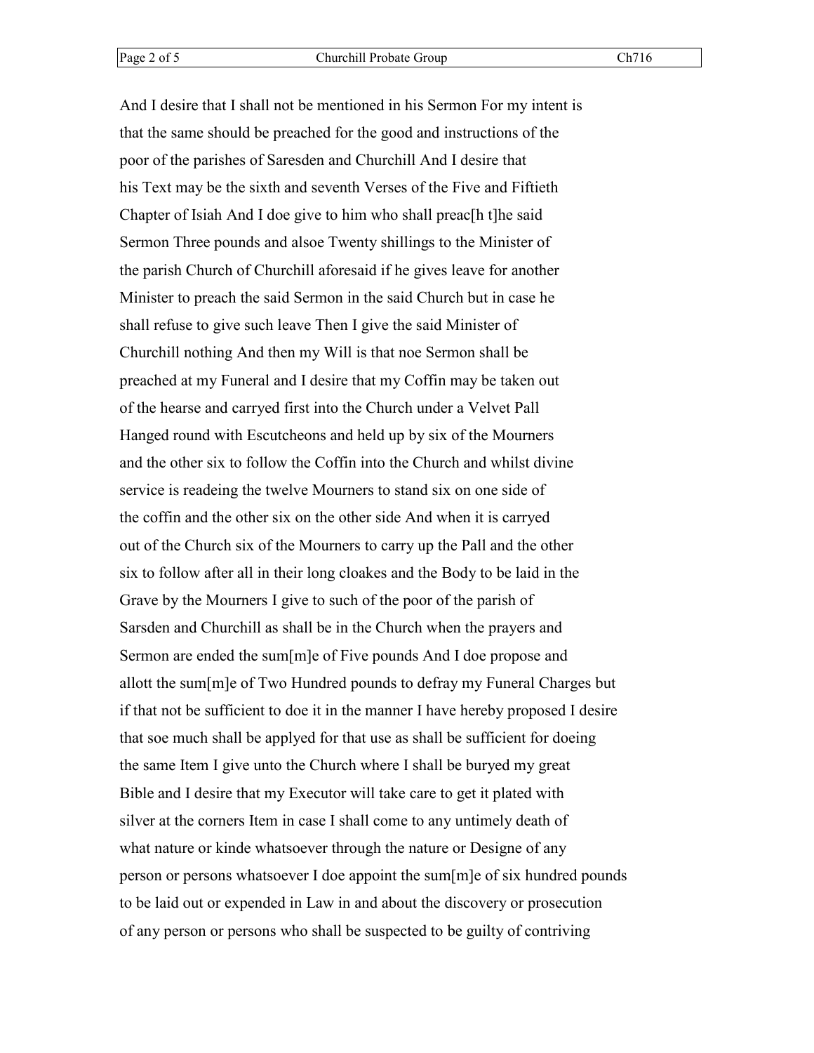And I desire that I shall not be mentioned in his Sermon For my intent is that the same should be preached for the good and instructions of the poor of the parishes of Saresden and Churchill And I desire that his Text may be the sixth and seventh Verses of the Five and Fiftieth Chapter of Isiah And I doe give to him who shall preac[h t]he said Sermon Three pounds and alsoe Twenty shillings to the Minister of the parish Church of Churchill aforesaid if he gives leave for another Minister to preach the said Sermon in the said Church but in case he shall refuse to give such leave Then I give the said Minister of Churchill nothing And then my Will is that noe Sermon shall be preached at my Funeral and I desire that my Coffin may be taken out of the hearse and carryed first into the Church under a Velvet Pall Hanged round with Escutcheons and held up by six of the Mourners and the other six to follow the Coffin into the Church and whilst divine service is readeing the twelve Mourners to stand six on one side of the coffin and the other six on the other side And when it is carryed out of the Church six of the Mourners to carry up the Pall and the other six to follow after all in their long cloakes and the Body to be laid in the Grave by the Mourners I give to such of the poor of the parish of Sarsden and Churchill as shall be in the Church when the prayers and Sermon are ended the sum[m]e of Five pounds And I doe propose and allott the sum[m]e of Two Hundred pounds to defray my Funeral Charges but if that not be sufficient to doe it in the manner I have hereby proposed I desire that soe much shall be applyed for that use as shall be sufficient for doeing the same Item I give unto the Church where I shall be buryed my great Bible and I desire that my Executor will take care to get it plated with silver at the corners Item in case I shall come to any untimely death of what nature or kinde whatsoever through the nature or Designe of any person or persons whatsoever I doe appoint the sum[m]e of six hundred pounds to be laid out or expended in Law in and about the discovery or prosecution of any person or persons who shall be suspected to be guilty of contriving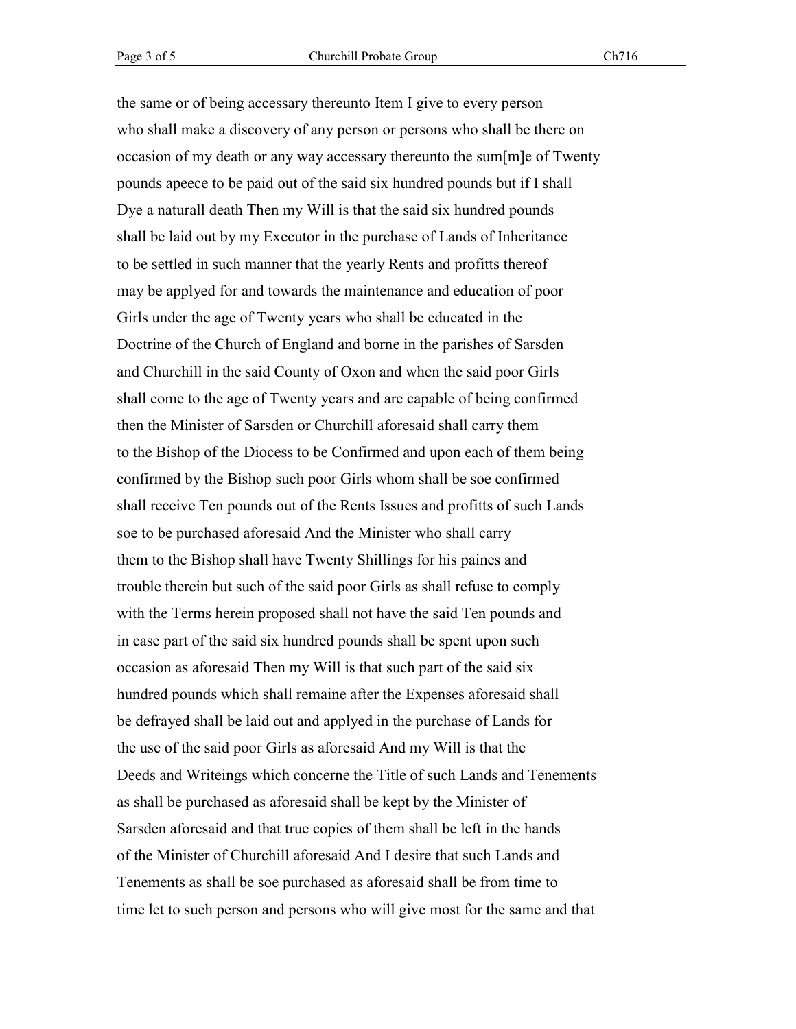the same or of being accessary thereunto Item I give to every person
who shall make a discovery of any person or persons who shall be there on
occasion of my death or any way accessary thereunto the sum[m]e of Twenty
pounds apeece to be paid out of the said six hundred pounds but if I shall
Dye a naturall death Then my Will is that the said six hundred pounds
shall be laid out by my Executor in the purchase of Lands of Inheritance
to be settled in such manner that the yearly Rents and profitts thereof
may be applyed for and towards the maintenance and education of poor
Girls under the age of Twenty years who shall be educated in the
Doctrine of the Church of England and borne in the parishes of Sarsden
and Churchill in the said County of Oxon and when the said poor Girls
shall come to the age of Twenty years and are capable of being confirmed
then the Minister of Sarsden or Churchill aforesaid shall carry them
to the Bishop of the Diocess to be Confirmed and upon each of them being
confirmed by the Bishop such poor Girls whom shall be soe confirmed
shall receive Ten pounds out of the Rents Issues and profitts of such Lands
soe to be purchased aforesaid And the Minister who shall carry
them to the Bishop shall have Twenty Shillings for his paines and
trouble therein but such of the said poor Girls as shall refuse to comply
with the Terms herein proposed shall not have the said Ten pounds and
in case part of the said six hundred pounds shall be spent upon such
occasion as aforesaid Then my Will is that such part of the said six
hundred pounds which shall remaine after the Expenses aforesaid shall
be defrayed shall be laid out and applyed in the purchase of Lands for
the use of the said poor Girls as aforesaid And my Will is that the
Deeds and Writeings which concerne the Title of such Lands and Tenements
as shall be purchased as aforesaid shall be kept by the Minister of
Sarsden aforesaid and that true copies of them shall be left in the hands
of the Minister of Churchill aforesaid And I desire that such Lands and
Tenements as shall be soe purchased as aforesaid shall be from time to
time let to such person and persons who will give most for the same and that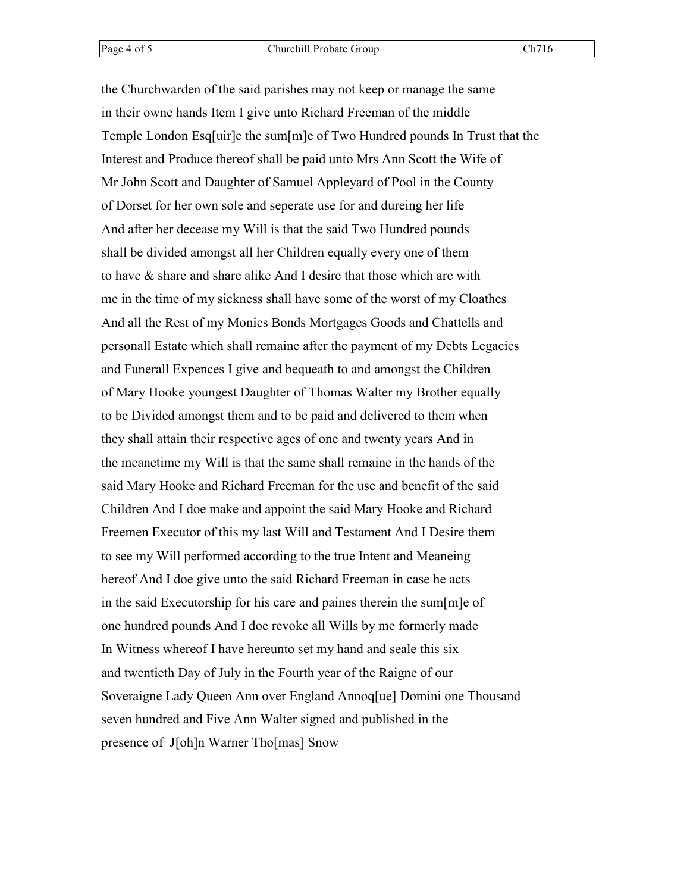the Churchwarden of the said parishes may not keep or manage the same
in their owne hands Item I give unto Richard Freeman of the middle
Temple London Esq[uir]e the sum[m]e of Two Hundred pounds In Trust that the
Interest and Produce thereof shall be paid unto Mrs Ann Scott the Wife of
Mr John Scott and Daughter of Samuel Appleyard of Pool in the County
of Dorset for her own sole and seperate use for and dureing her life
And after her decease my Will is that the said Two Hundred pounds
shall be divided amongst all her Children equally every one of them
to have & share and share alike And I desire that those which are with
me in the time of my sickness shall have some of the worst of my Cloathes
And all the Rest of my Monies Bonds Mortgages Goods and Chattells and
personall Estate which shall remaine after the payment of my Debts Legacies
and Funerall Expences I give and bequeath to and amongst the Children
of Mary Hooke youngest Daughter of Thomas Walter my Brother equally
to be Divided amongst them and to be paid and delivered to them when
they shall attain their respective ages of one and twenty years And in
the meanetime my Will is that the same shall remaine in the hands of the
said Mary Hooke and Richard Freeman for the use and benefit of the said
Children And I doe make and appoint the said Mary Hooke and Richard
Freemen Executor of this my last Will and Testament And I Desire them
to see my Will performed according to the true Intent and Meaneing
hereof And I doe give unto the said Richard Freeman in case he acts
in the said Executorship for his care and paines therein the sum[m]e of
one hundred pounds And I doe revoke all Wills by me formerly made
In Witness whereof I have hereunto set my hand and seale this six
and twentieth Day of July in the Fourth year of the Raigne of our
Soveraigne Lady Queen Ann over England Annoq[ue] Domini one Thousand
seven hundred and Five Ann Walter signed and published in the
presence of J[oh]n Warner Tho[mas] Snow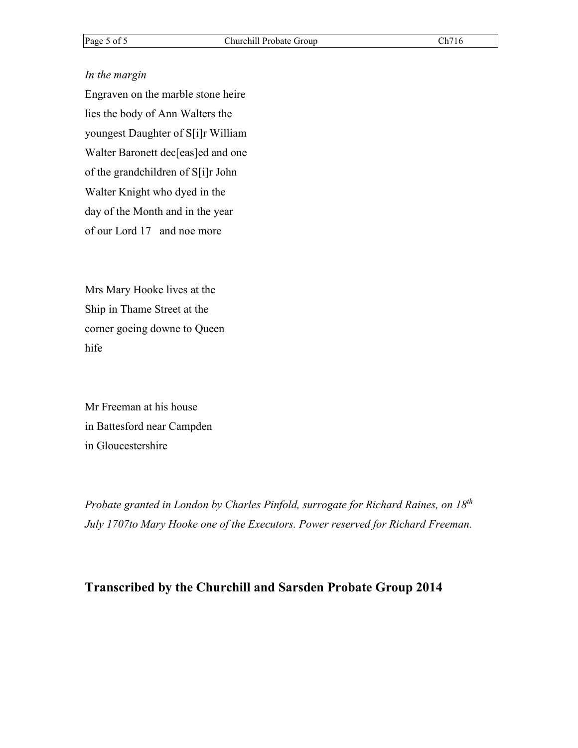*In the margin*

Engraven on the marble stone heire
lies the body of Ann Walters the
youngest Daughter of S[i]r William
Walter Baronett dec[eas]ed and one
of the grandchildren of S[i]r John
Walter Knight who dyed in the
day of the Month and in the year
of our Lord 17   and noe more

Mrs Mary Hooke lives at the
Ship in Thame Street at the
corner goeing downe to Queen
hife

Mr Freeman at his house
in Battesford near Campden
in Gloucestershire

*Probate granted in London by Charles Pinfold, surrogate for Richard Raines, on 18th July 1707to Mary Hooke one of the Executors. Power reserved for Richard Freeman.*

**Transcribed by the Churchill and Sarsden Probate Group 2014**